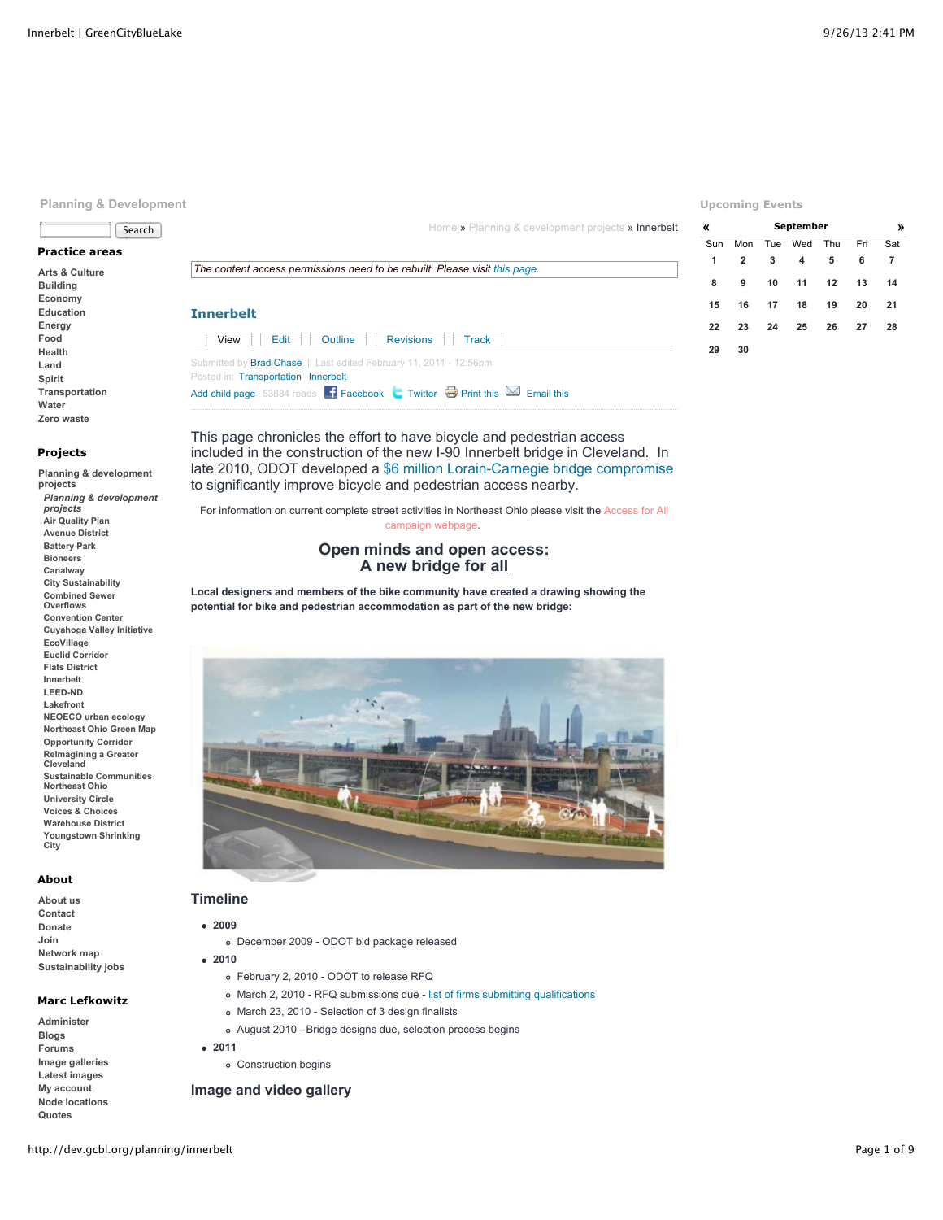Planning & Development

Search

**Practice areas**

- Arts & Culture
- Building
- Economy
- Education
- Energy
- Food
- Health
- Land
- Spirit
- Transportation
- Water
- Zero waste

**Projects**

- Planning & development projects
  - *Planning & development projects*
  - Air Quality Plan
  - Avenue District
  - Battery Park
  - Bioneers
  - Canalway
  - City Sustainability
  - Combined Sewer Overflows
  - Convention Center
  - Cuyahoga Valley Initiative
  - EcoVillage
  - Euclid Corridor
  - Flats District
  - Innerbelt
  - LEED-ND
  - Lakefront
  - NEOECO urban ecology
  - Northeast Ohio Green Map
  - Opportunity Corridor
  - ReImagining a Greater Cleveland
  - Sustainable Communities Northeast Ohio
  - University Circle
  - Voices & Choices
  - Warehouse District
  - Youngstown Shrinking City

**About**

- About us
- Contact
- Donate
- Join
- Network map
- Sustainability jobs

**Marc Lefkowitz**

- Administer
- Blogs
- Forums
- Image galleries
- Latest images
- My account
- Node locations
- Quotes

Home » Planning & development projects » Innerbelt

*The content access permissions need to be rebuilt. Please visit this page.*

## Innerbelt

View | Edit | Outline | Revisions | Track

Submitted by Brad Chase | Last edited February 11, 2011 - 12:56pm
Posted in: Transportation Innerbelt
Add child page 53884 reads Facebook Twitter Print this Email this

This page chronicles the effort to have bicycle and pedestrian access included in the construction of the new I-90 Innerbelt bridge in Cleveland. In late 2010, ODOT developed a $6 million Lorain-Carnegie bridge compromise to significantly improve bicycle and pedestrian access nearby.

For information on current complete street activities in Northeast Ohio please visit the Access for All campaign webpage.

### Open minds and open access: A new bridge for all

**Local designers and members of the bike community have created a drawing showing the potential for bike and pedestrian accommodation as part of the new bridge:**

## Timeline

- **2009**
  - December 2009 - ODOT bid package released
- **2010**
  - February 2, 2010 - ODOT to release RFQ
  - March 2, 2010 - RFQ submissions due - list of firms submitting qualifications
  - March 23, 2010 - Selection of 3 design finalists
  - August 2010 - Bridge designs due, selection process begins
- **2011**
  - Construction begins

## Image and video gallery

Upcoming Events

| Sun | Mon | Tue | Wed | Thu | Fri | Sat |
|---|---|---|---|---|---|---|
| 1 | 2 | 3 | 4 | 5 | 6 | 7 |
| 8 | 9 | 10 | 11 | 12 | 13 | 14 |
| 15 | 16 | 17 | 18 | 19 | 20 | 21 |
| 22 | 23 | 24 | 25 | 26 | 27 | 28 |
| 29 | 30 | | | | | |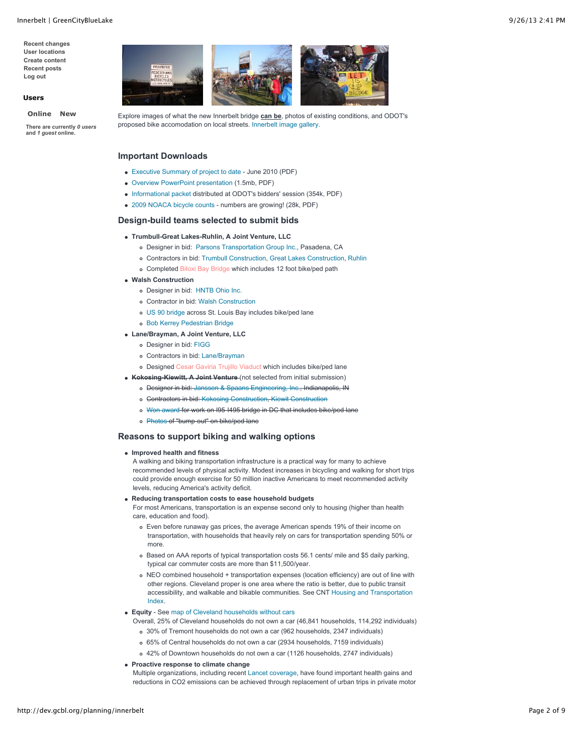Recent changes
User locations
Create content
Recent posts
Log out

**Users**

Online New

There are currently *0 users* and *1 guest* online.

Explore images of what the new Innerbelt bridge **can be**, photos of existing conditions, and ODOT's proposed bike accomodation on local streets. Innerbelt image gallery.

## Important Downloads

- Executive Summary of project to date - June 2010 (PDF)
- Overview PowerPoint presentation (1.5mb, PDF)
- Informational packet distributed at ODOT's bidders' session (354k, PDF)
- 2009 NOACA bicycle counts - numbers are growing! (28k, PDF)

## Design-build teams selected to submit bids

- **Trumbull-Great Lakes-Ruhlin, A Joint Venture, LLC**
  - Designer in bid: Parsons Transportation Group Inc., Pasadena, CA
  - Contractors in bid: Trumbull Construction, Great Lakes Construction, Ruhlin
  - Completed Biloxi Bay Bridge which includes 12 foot bike/ped path
- **Walsh Construction**
  - Designer in bid: HNTB Ohio Inc.
  - Contractor in bid: Walsh Construction
  - US 90 bridge across St. Louis Bay includes bike/ped lane
  - Bob Kerrey Pedestrian Bridge
- **Lane/Brayman, A Joint Venture, LLC**
  - Designer in bid: FIGG
  - Contractors in bid: Lane/Brayman
  - Designed Cesar Gaviria Trujillo Viaduct which includes bike/ped lane
- ~~**Kokosing-Kiewitt, A Joint Venture**~~ (not selected from initial submission)
  - ~~Designer in bid: Janssen & Spaans Engineering, Inc., Indianapolis, IN~~
  - ~~Contractors in bid: Kokosing Construction, Kiewit Construction~~
  - ~~Won award for work on I95-I495 bridge in DC that includes bike/ped lane~~
  - ~~Photos of "bump-out" on bike/ped lane~~

## Reasons to support biking and walking options

- **Improved health and fitness**
  A walking and biking transportation infrastructure is a practical way for many to achieve recommended levels of physical activity. Modest increases in bicycling and walking for short trips could provide enough exercise for 50 million inactive Americans to meet recommended activity levels, reducing America's activity deficit.
- **Reducing transportation costs to ease household budgets**
  For most Americans, transportation is an expense second only to housing (higher than health care, education and food).
  - Even before runaway gas prices, the average American spends 19% of their income on transportation, with households that heavily rely on cars for transportation spending 50% or more.
  - Based on AAA reports of typical transportation costs 56.1 cents/ mile and $5 daily parking, typical car commuter costs are more than $11,500/year.
  - NEO combined household + transportation expenses (location efficiency) are out of line with other regions. Cleveland proper is one area where the ratio is better, due to public transit accessibility, and walkable and bikable communities. See CNT Housing and Transportation Index.
- **Equity** - See map of Cleveland households without cars
  Overall, 25% of Cleveland households do not own a car (46,841 households, 114,292 individuals)
  - 30% of Tremont households do not own a car (962 households, 2347 individuals)
  - 65% of Central households do not own a car (2934 households, 7159 individuals)
  - 42% of Downtown households do not own a car (1126 households, 2747 individuals)
- **Proactive response to climate change**
  Multiple organizations, including recent Lancet coverage, have found important health gains and reductions in $CO_2$ emissions can be achieved through replacement of urban trips in private motor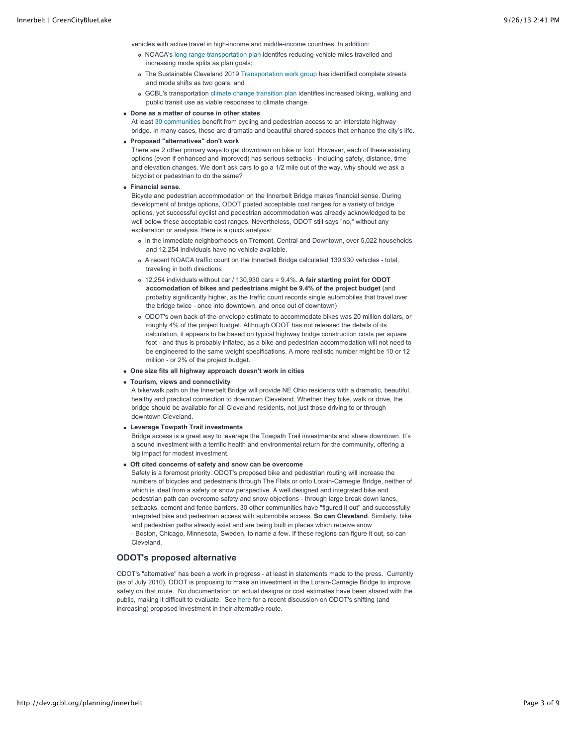vehicles with active travel in high-income and middle-income countries. In addition:

- NOACA's long range transportation plan identifes reducing vehicle miles travelled and increasing mode splits as plan goals;
- The Sustainable Cleveland 2019 Transportation work group has identified complete streets and mode shifts as two goals; and
- GCBL's transportation climate change transition plan identifies increased biking, walking and public transit use as viable responses to climate change.

- **Done as a matter of course in other states**
  At least 30 communities benefit from cycling and pedestrian access to an interstate highway bridge. In many cases, these are dramatic and beautiful shared spaces that enhance the city's life.
- **Proposed "alternatives" don't work**
  There are 2 other primary ways to get downtown on bike or foot. However, each of these existing options (even if enhanced and improved) has serious setbacks - including safety, distance, time and elevation changes. We don't ask cars to go a 1/2 mile out of the way, why should we ask a bicyclist or pedestrian to do the same?
- **Financial sense.**
  Bicycle and pedestrian accommodation on the Innerbelt Bridge makes financial sense. During development of bridge options, ODOT posted acceptable cost ranges for a variety of bridge options, yet successful cyclist and pedestrian accommodation was already acknowledged to be well below these acceptable cost ranges. Nevertheless, ODOT still says "no," without any explanation or analysis. Here is a quick analysis:
  - In the immediate neighborhoods on Tremont, Central and Downtown, over 5,022 households and 12,254 individuals have no vehicle available.
  - A recent NOACA traffic count on the Innerbelt Bridge calculated 130,930 vehicles - total, traveling in both directions
  - 12,254 individuals without car / 130,930 cars = 9.4%. **A fair starting point for ODOT accomodation of bikes and pedestrians might be 9.4% of the project budget** (and probably significantly higher, as the traffic count records single automobiles that travel over the bridge twice - once into downtown, and once out of downtown)
  - ODOT's own back-of-the-envelope estimate to accommodate bikes was 20 million dollars, or roughly 4% of the project budget. Although ODOT has not released the details of its calculation, it appears to be based on typical highway bridge construction costs per square foot - and thus is probably inflated, as a bike and pedestrian accommodation will not need to be engineered to the same weight specifications. A more realistic number might be 10 or 12 million - or 2% of the project budget.
- **One size fits all highway approach doesn't work in cities**
- **Tourism, views and connectivity**
  A bike/walk path on the Innerbelt Bridge will provide NE Ohio residents with a dramatic, beautiful, healthy and practical connection to downtown Cleveland. Whether they bike, walk or drive, the bridge should be available for all Cleveland residents, not just those driving to or through downtown Cleveland.
- **Leverage Towpath Trail investments**
  Bridge access is a great way to leverage the Towpath Trail investments and share downtown. It's a sound investment with a terrific health and environmental return for the community, offering a big impact for modest investment.
- **Oft cited concerns of safety and snow can be overcome**
  Safety is a foremost priority. ODOT's proposed bike and pedestrian routing will increase the numbers of bicycles and pedestrians through The Flats or onto Lorain-Carnegie Bridge, neither of which is ideal from a safety or snow perspective. A well designed and integrated bike and pedestrian path can overcome safety and snow objections - through large break down lanes, setbacks, cement and fence barriers. 30 other communities have "figured it out" and successfully integrated bike and pedestrian access with automobile access. **So can Cleveland**. Similarly, bike and pedestrian paths already exist and are being built in places which receive snow - Boston, Chicago, Minnesota, Sweden, to name a few. If these regions can figure it out, so can Cleveland.

## ODOT's proposed alternative

ODOT's "alternative" has been a work in progress - at least in statements made to the press. Currently (as of July 2010), ODOT is proposing to make an investment in the Lorain-Carnegie Bridge to improve safety on that route. No documentation on actual designs or cost estimates have been shared with the public, making it difficult to evaluate. See here for a recent discussion on ODOT's shifting (and increasing) proposed investment in their alternative route.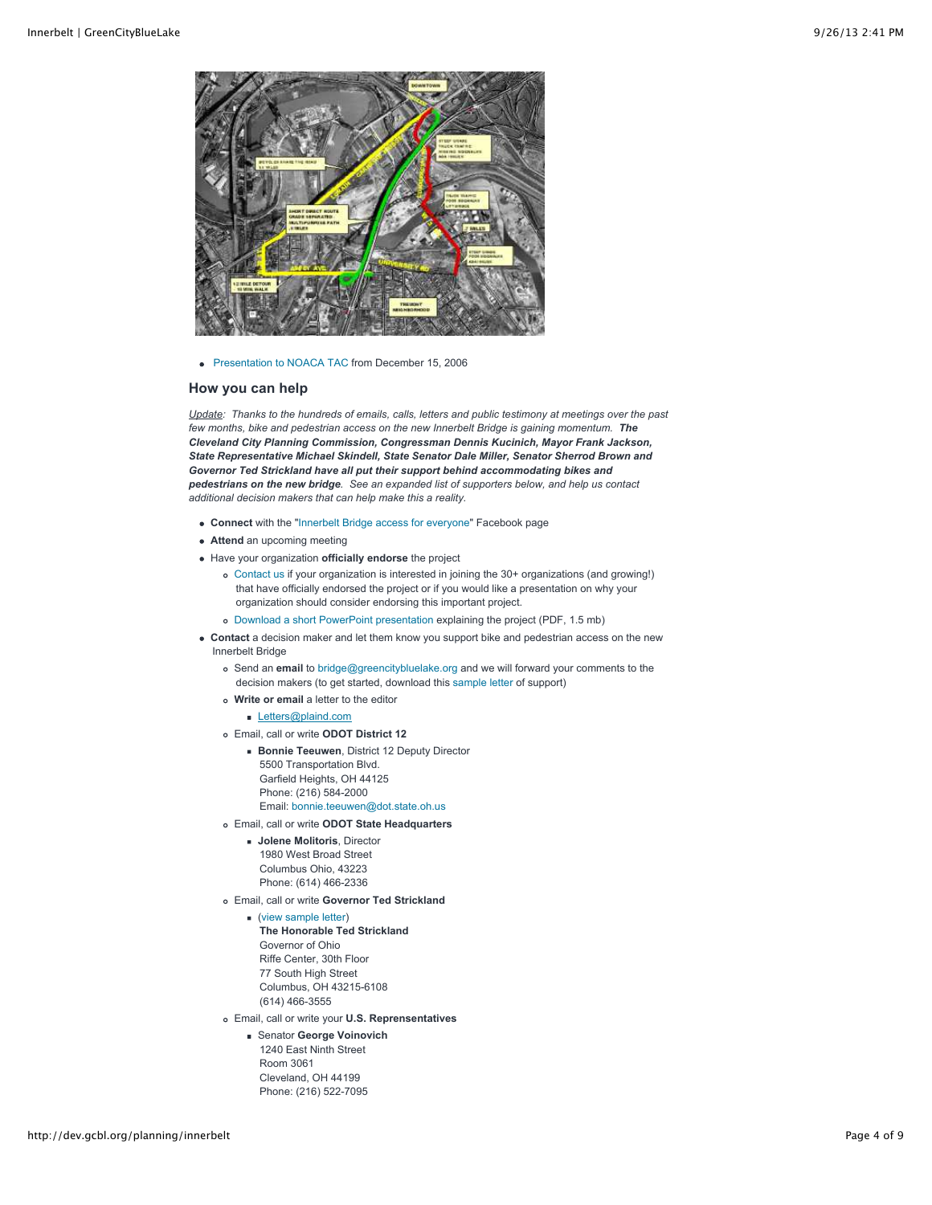- Presentation to NOACA TAC from December 15, 2006

### How you can help

_Update_: *Thanks to the hundreds of emails, calls, letters and public testimony at meetings over the past few months, bike and pedestrian access on the new Innerbelt Bridge is gaining momentum.* ***The Cleveland City Planning Commission, Congressman Dennis Kucinich, Mayor Frank Jackson, State Representative Michael Skindell, State Senator Dale Miller, Senator Sherrod Brown and Governor Ted Strickland have all put their support behind accommodating bikes and pedestrians on the new bridge.*** *See an expanded list of supporters below, and help us contact additional decision makers that can help make this a reality.*

- **Connect** with the "Innerbelt Bridge access for everyone" Facebook page
- **Attend** an upcoming meeting
- Have your organization **officially endorse** the project
  - Contact us if your organization is interested in joining the 30+ organizations (and growing!) that have officially endorsed the project or if you would like a presentation on why your organization should consider endorsing this important project.
  - Download a short PowerPoint presentation explaining the project (PDF, 1.5 mb)
- **Contact** a decision maker and let them know you support bike and pedestrian access on the new Innerbelt Bridge
  - Send an **email** to bridge@greencitybluelake.org and we will forward your comments to the decision makers (to get started, download this sample letter of support)
  - **Write or email** a letter to the editor
    - Letters@plaind.com
  - Email, call or write **ODOT District 12**
    - **Bonnie Teeuwen**, District 12 Deputy Director
      5500 Transportation Blvd.
      Garfield Heights, OH 44125
      Phone: (216) 584-2000
      Email: bonnie.teeuwen@dot.state.oh.us
  - Email, call or write **ODOT State Headquarters**
    - **Jolene Molitoris**, Director
      1980 West Broad Street
      Columbus Ohio, 43223
      Phone: (614) 466-2336
  - Email, call or write **Governor Ted Strickland**
    - (view sample letter)
      **The Honorable Ted Strickland**
      Governor of Ohio
      Riffe Center, 30th Floor
      77 South High Street
      Columbus, OH 43215-6108
      (614) 466-3555
  - Email, call or write your **U.S. Represenstatives**
    - Senator **George Voinovich**
      1240 East Ninth Street
      Room 3061
      Cleveland, OH 44199
      Phone: (216) 522-7095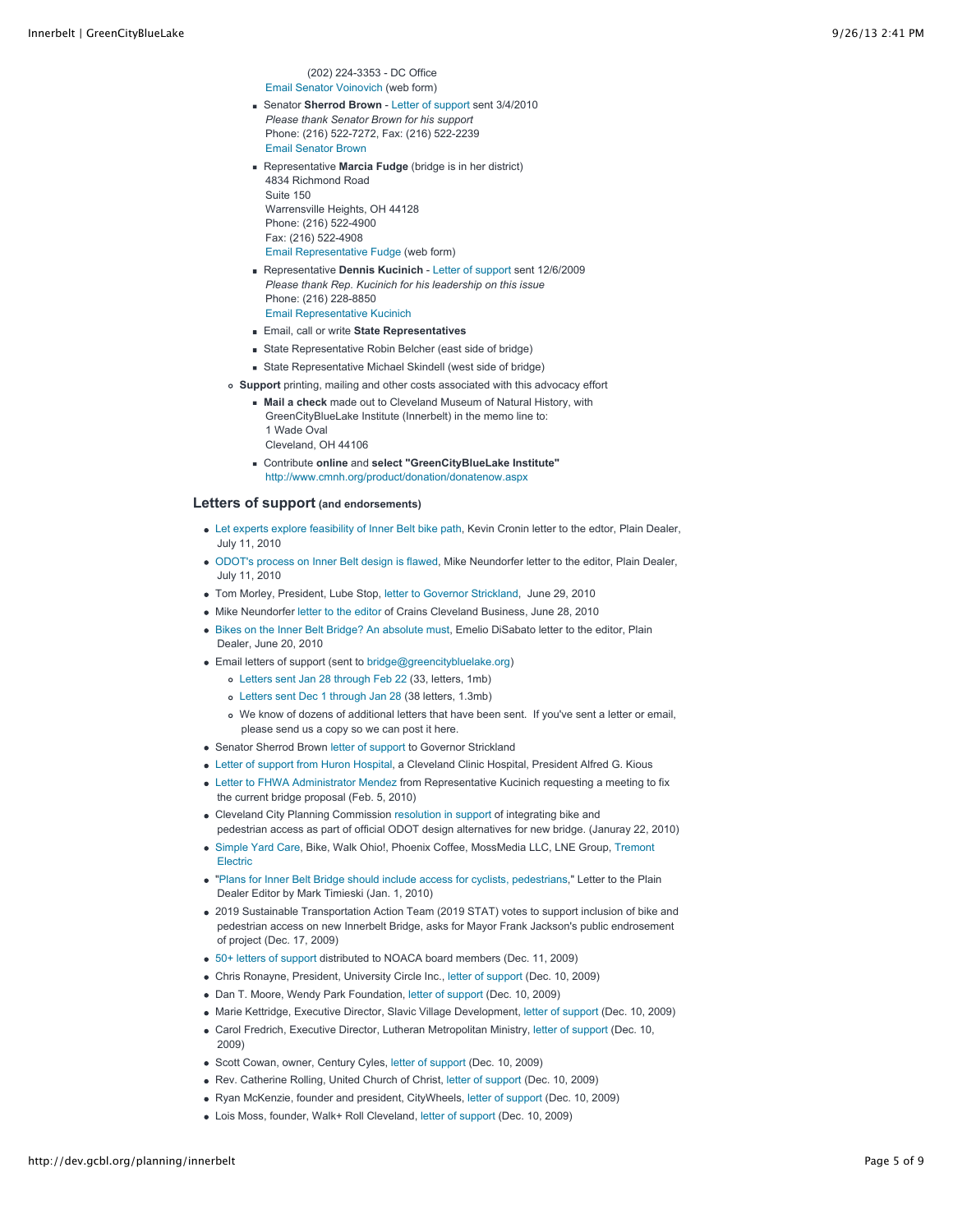(202) 224-3353 - DC Office
Email Senator Voinovich (web form)

- Senator **Sherrod Brown** - Letter of support sent 3/4/2010
  *Please thank Senator Brown for his support*
  Phone: (216) 522-7272, Fax: (216) 522-2239
  Email Senator Brown
- Representative **Marcia Fudge** (bridge is in her district)
  4834 Richmond Road
  Suite 150
  Warrensville Heights, OH 44128
  Phone: (216) 522-4900
  Fax: (216) 522-4908
  Email Representative Fudge (web form)
- Representative **Dennis Kucinich** - Letter of support sent 12/6/2009
  *Please thank Rep. Kucinich for his leadership on this issue*
  Phone: (216) 228-8850
  Email Representative Kucinich
- Email, call or write **State Representatives**
- State Representative Robin Belcher (east side of bridge)
- State Representative Michael Skindell (west side of bridge)

- **Support** printing, mailing and other costs associated with this advocacy effort
  - **Mail a check** made out to Cleveland Museum of Natural History, with GreenCityBlueLake Institute (Innerbelt) in the memo line to:
    1 Wade Oval
    Cleveland, OH 44106
  - Contribute **online** and **select "GreenCityBlueLake Institute"**
    http://www.cmnh.org/product/donation/donatenow.aspx

## Letters of support (and endorsements)

- Let experts explore feasibility of Inner Belt bike path, Kevin Cronin letter to the edtor, Plain Dealer, July 11, 2010
- ODOT's process on Inner Belt design is flawed, Mike Neundorfer letter to the editor, Plain Dealer, July 11, 2010
- Tom Morley, President, Lube Stop, letter to Governor Strickland, June 29, 2010
- Mike Neundorfer letter to the editor of Crains Cleveland Business, June 28, 2010
- Bikes on the Inner Belt Bridge? An absolute must, Emelio DiSabato letter to the editor, Plain Dealer, June 20, 2010
- Email letters of support (sent to bridge@greencitybluelake.org)
  - Letters sent Jan 28 through Feb 22 (33, letters, 1mb)
  - Letters sent Dec 1 through Jan 28 (38 letters, 1.3mb)
  - We know of dozens of additional letters that have been sent. If you've sent a letter or email, please send us a copy so we can post it here.
- Senator Sherrod Brown letter of support to Governor Strickland
- Letter of support from Huron Hospital, a Cleveland Clinic Hospital, President Alfred G. Kious
- Letter to FHWA Administrator Mendez from Representative Kucinich requesting a meeting to fix the current bridge proposal (Feb. 5, 2010)
- Cleveland City Planning Commission resolution in support of integrating bike and pedestrian access as part of official ODOT design alternatives for new bridge. (Januray 22, 2010)
- Simple Yard Care, Bike, Walk Ohio!, Phoenix Coffee, MossMedia LLC, LNE Group, Tremont Electric
- "Plans for Inner Belt Bridge should include access for cyclists, pedestrians," Letter to the Plain Dealer Editor by Mark Timieski (Jan. 1, 2010)
- 2019 Sustainable Transportation Action Team (2019 STAT) votes to support inclusion of bike and pedestrian access on new Innerbelt Bridge, asks for Mayor Frank Jackson's public endrosement of project (Dec. 17, 2009)
- 50+ letters of support distributed to NOACA board members (Dec. 11, 2009)
- Chris Ronayne, President, University Circle Inc., letter of support (Dec. 10, 2009)
- Dan T. Moore, Wendy Park Foundation, letter of support (Dec. 10, 2009)
- Marie Kettridge, Executive Director, Slavic Village Development, letter of support (Dec. 10, 2009)
- Carol Fredrich, Executive Director, Lutheran Metropolitan Ministry, letter of support (Dec. 10, 2009)
- Scott Cowan, owner, Century Cyles, letter of support (Dec. 10, 2009)
- Rev. Catherine Rolling, United Church of Christ, letter of support (Dec. 10, 2009)
- Ryan McKenzie, founder and president, CityWheels, letter of support (Dec. 10, 2009)
- Lois Moss, founder, Walk+ Roll Cleveland, letter of support (Dec. 10, 2009)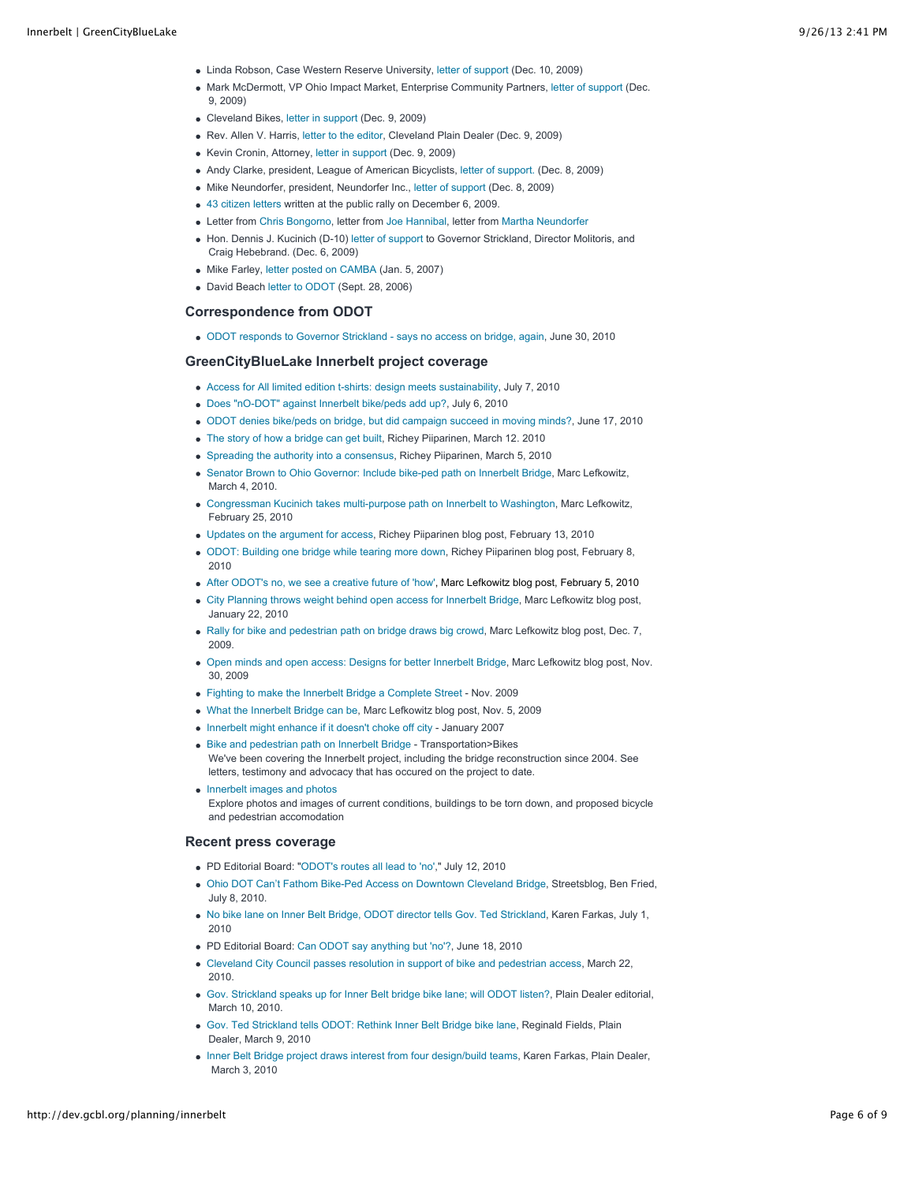- Linda Robson, Case Western Reserve University, letter of support (Dec. 10, 2009)
- Mark McDermott, VP Ohio Impact Market, Enterprise Community Partners, letter of support (Dec. 9, 2009)
- Cleveland Bikes, letter in support (Dec. 9, 2009)
- Rev. Allen V. Harris, letter to the editor, Cleveland Plain Dealer (Dec. 9, 2009)
- Kevin Cronin, Attorney, letter in support (Dec. 9, 2009)
- Andy Clarke, president, League of American Bicyclists, letter of support. (Dec. 8, 2009)
- Mike Neundorfer, president, Neundorfer Inc., letter of support (Dec. 8, 2009)
- 43 citizen letters written at the public rally on December 6, 2009.
- Letter from Chris Bongorno, letter from Joe Hannibal, letter from Martha Neundorfer
- Hon. Dennis J. Kucinich (D-10) letter of support to Governor Strickland, Director Molitoris, and Craig Hebebrand. (Dec. 6, 2009)
- Mike Farley, letter posted on CAMBA (Jan. 5, 2007)
- David Beach letter to ODOT (Sept. 28, 2006)

### Correspondence from ODOT

- ODOT responds to Governor Strickland - says no access on bridge, again, June 30, 2010

### GreenCityBlueLake Innerbelt project coverage

- Access for All limited edition t-shirts: design meets sustainability, July 7, 2010
- Does "nO-DOT" against Innerbelt bike/peds add up?, July 6, 2010
- ODOT denies bike/peds on bridge, but did campaign succeed in moving minds?, June 17, 2010
- The story of how a bridge can get built, Richey Piiparinen, March 12. 2010
- Spreading the authority into a consensus, Richey Piiparinen, March 5, 2010
- Senator Brown to Ohio Governor: Include bike-ped path on Innerbelt Bridge, Marc Lefkowitz, March 4, 2010.
- Congressman Kucinich takes multi-purpose path on Innerbelt to Washington, Marc Lefkowitz, February 25, 2010
- Updates on the argument for access, Richey Piiparinen blog post, February 13, 2010
- ODOT: Building one bridge while tearing more down, Richey Piiparinen blog post, February 8, 2010
- After ODOT's no, we see a creative future of 'how', Marc Lefkowitz blog post, February 5, 2010
- City Planning throws weight behind open access for Innerbelt Bridge, Marc Lefkowitz blog post, January 22, 2010
- Rally for bike and pedestrian path on bridge draws big crowd, Marc Lefkowitz blog post, Dec. 7, 2009.
- Open minds and open access: Designs for better Innerbelt Bridge, Marc Lefkowitz blog post, Nov. 30, 2009
- Fighting to make the Innerbelt Bridge a Complete Street - Nov. 2009
- What the Innerbelt Bridge can be, Marc Lefkowitz blog post, Nov. 5, 2009
- Innerbelt might enhance if it doesn't choke off city - January 2007
- Bike and pedestrian path on Innerbelt Bridge - Transportation>Bikes
  We've been covering the Innerbelt project, including the bridge reconstruction since 2004. See letters, testimony and advocacy that has occured on the project to date.
- Innerbelt images and photos
  Explore photos and images of current conditions, buildings to be torn down, and proposed bicycle and pedestrian accomodation

### Recent press coverage

- PD Editorial Board: "ODOT's routes all lead to 'no'," July 12, 2010
- Ohio DOT Can't Fathom Bike-Ped Access on Downtown Cleveland Bridge, Streetsblog, Ben Fried, July 8, 2010.
- No bike lane on Inner Belt Bridge, ODOT director tells Gov. Ted Strickland, Karen Farkas, July 1, 2010
- PD Editorial Board: Can ODOT say anything but 'no'?, June 18, 2010
- Cleveland City Council passes resolution in support of bike and pedestrian access, March 22, 2010.
- Gov. Strickland speaks up for Inner Belt bridge bike lane; will ODOT listen?, Plain Dealer editorial, March 10, 2010.
- Gov. Ted Strickland tells ODOT: Rethink Inner Belt Bridge bike lane, Reginald Fields, Plain Dealer, March 9, 2010
- Inner Belt Bridge project draws interest from four design/build teams, Karen Farkas, Plain Dealer, March 3, 2010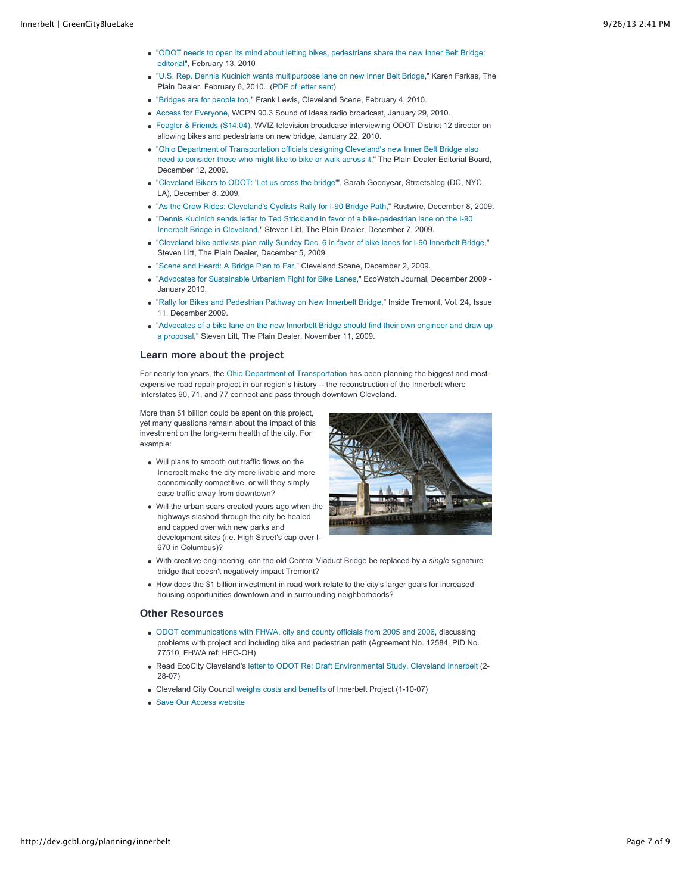- "ODOT needs to open its mind about letting bikes, pedestrians share the new Inner Belt Bridge: editorial", February 13, 2010
- "U.S. Rep. Dennis Kucinich wants multipurpose lane on new Inner Belt Bridge," Karen Farkas, The Plain Dealer, February 6, 2010. (PDF of letter sent)
- "Bridges are for people too," Frank Lewis, Cleveland Scene, February 4, 2010.
- Access for Everyone, WCPN 90.3 Sound of Ideas radio broadcast, January 29, 2010.
- Feagler & Friends (S14:04), WVIZ television broadcase interviewing ODOT District 12 director on allowing bikes and pedestrians on new bridge, January 22, 2010.
- "Ohio Department of Transportation officials designing Cleveland's new Inner Belt Bridge also need to consider those who might like to bike or walk across it," The Plain Dealer Editorial Board, December 12, 2009.
- "Cleveland Bikers to ODOT: 'Let us cross the bridge'", Sarah Goodyear, Streetsblog (DC, NYC, LA), December 8, 2009.
- "As the Crow Rides: Cleveland's Cyclists Rally for I-90 Bridge Path," Rustwire, December 8, 2009.
- "Dennis Kucinich sends letter to Ted Strickland in favor of a bike-pedestrian lane on the I-90 Innerbelt Bridge in Cleveland," Steven Litt, The Plain Dealer, December 7, 2009.
- "Cleveland bike activists plan rally Sunday Dec. 6 in favor of bike lanes for I-90 Innerbelt Bridge," Steven Litt, The Plain Dealer, December 5, 2009.
- "Scene and Heard: A Bridge Plan to Far," Cleveland Scene, December 2, 2009.
- "Advocates for Sustainable Urbanism Fight for Bike Lanes," EcoWatch Journal, December 2009 - January 2010.
- "Rally for Bikes and Pedestrian Pathway on New Innerbelt Bridge," Inside Tremont, Vol. 24, Issue 11, December 2009.
- "Advocates of a bike lane on the new Innerbelt Bridge should find their own engineer and draw up a proposal," Steven Litt, The Plain Dealer, November 11, 2009.

### Learn more about the project

For nearly ten years, the Ohio Department of Transportation has been planning the biggest and most expensive road repair project in our region's history -- the reconstruction of the Innerbelt where Interstates 90, 71, and 77 connect and pass through downtown Cleveland.

More than $1 billion could be spent on this project, yet many questions remain about the impact of this investment on the long-term health of the city. For example:

- Will plans to smooth out traffic flows on the Innerbelt make the city more livable and more economically competitive, or will they simply ease traffic away from downtown?
- Will the urban scars created years ago when the highways slashed through the city be healed and capped over with new parks and development sites (i.e. High Street's cap over I-670 in Columbus)?
- With creative engineering, can the old Central Viaduct Bridge be replaced by a *single* signature bridge that doesn't negatively impact Tremont?
- How does the $1 billion investment in road work relate to the city's larger goals for increased housing opportunities downtown and in surrounding neighborhoods?

### Other Resources

- ODOT communications with FHWA, city and county officials from 2005 and 2006, discussing problems with project and including bike and pedestrian path (Agreement No. 12584, PID No. 77510, FHWA ref: HEO-OH)
- Read EcoCity Cleveland's letter to ODOT Re: Draft Environmental Study, Cleveland Innerbelt (2-28-07)
- Cleveland City Council weighs costs and benefits of Innerbelt Project (1-10-07)
- Save Our Access website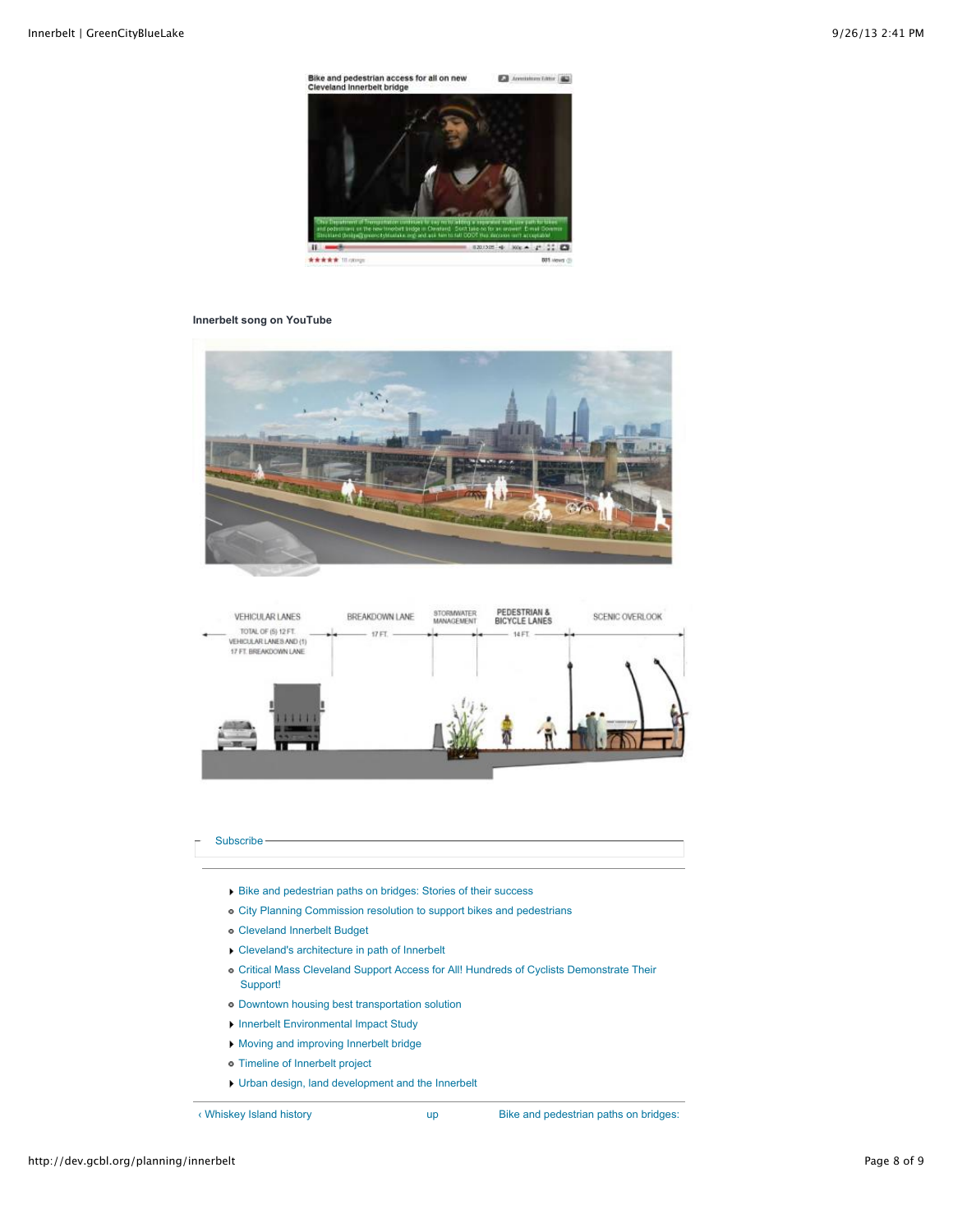**Innerbelt song on YouTube**

Subscribe

- Bike and pedestrian paths on bridges: Stories of their success
- City Planning Commission resolution to support bikes and pedestrians
- Cleveland Innerbelt Budget
- Cleveland's architecture in path of Innerbelt
- Critical Mass Cleveland Support Access for All! Hundreds of Cyclists Demonstrate Their Support!
- Downtown housing best transportation solution
- Innerbelt Environmental Impact Study
- Moving and improving Innerbelt bridge
- Timeline of Innerbelt project
- Urban design, land development and the Innerbelt

‹ Whiskey Island history | up | Bike and pedestrian paths on bridges: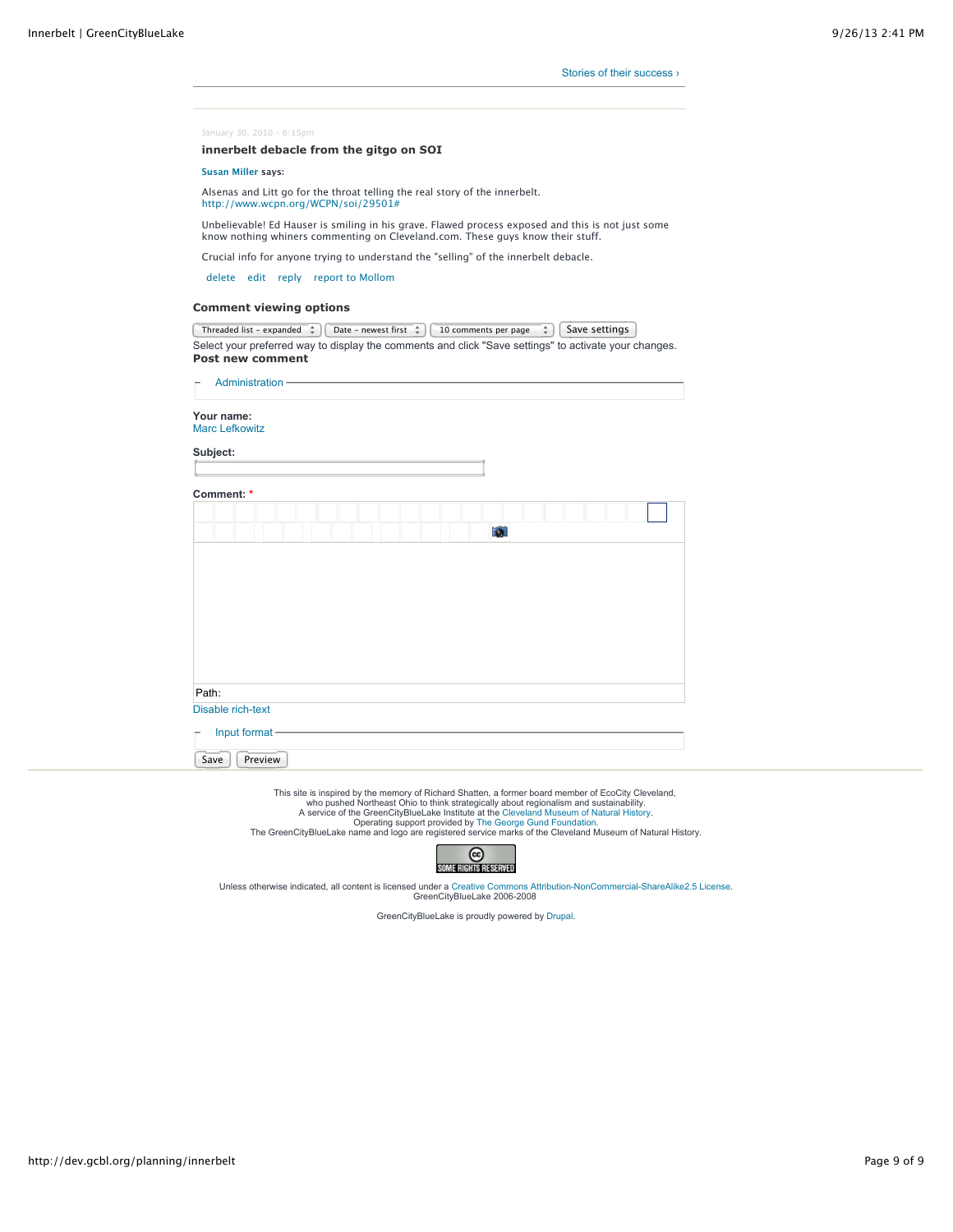Stories of their success ›

January 30, 2010 - 6:15pm

**innerbelt debacle from the gitgo on SOI**

**Susan Miller** says:

Alsenas and Litt go for the throat telling the real story of the innerbelt.
http://www.wcpn.org/WCPN/soi/29501#

Unbelievable! Ed Hauser is smiling in his grave. Flawed process exposed and this is not just some know nothing whiners commenting on Cleveland.com. These guys know their stuff.

Crucial info for anyone trying to understand the "selling" of the innerbelt debacle.

delete edit reply report to Mollom

### Comment viewing options

Threaded list - expanded | Date - newest first | 10 comments per page | Save settings

Select your preferred way to display the comments and click "Save settings" to activate your changes.

### Post new comment

– Administration

**Your name:**
Marc Lefkowitz

**Subject:**

**Comment:** *

Path:

Disable rich-text

– Input format

Save Preview

This site is inspired by the memory of Richard Shatten, a former board member of EcoCity Cleveland, who pushed Northeast Ohio to think strategically about regionalism and sustainability.
A service of the GreenCityBlueLake Institute at the Cleveland Museum of Natural History.
Operating support provided by The George Gund Foundation.
The GreenCityBlueLake name and logo are registered service marks of the Cleveland Museum of Natural History.

SOME RIGHTS RESERVED

Unless otherwise indicated, all content is licensed under a Creative Commons Attribution-NonCommercial-ShareAlike2.5 License.
GreenCityBlueLake 2006-2008

GreenCityBlueLake is proudly powered by Drupal.